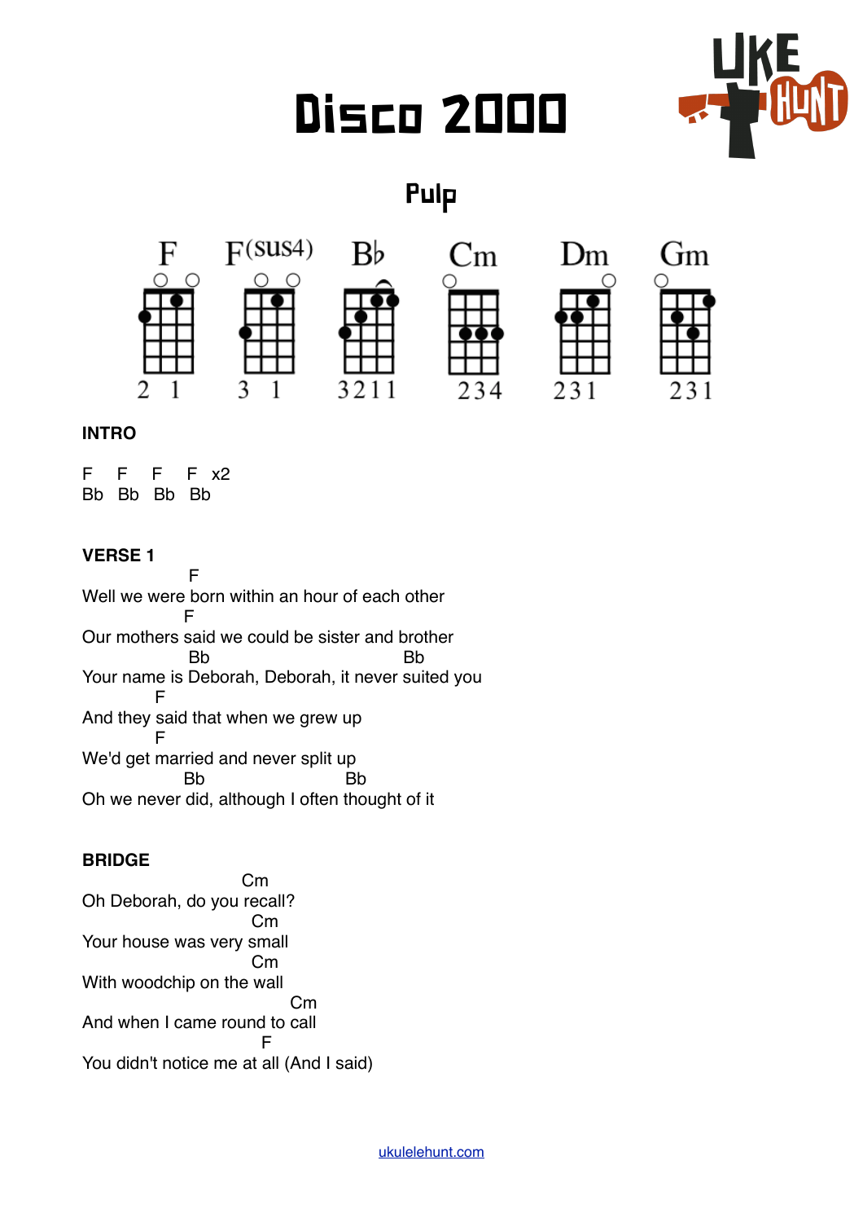# Disco 2000

## Pulp

F F(sus4) Bb Cm Dm Gm

2 1 | 3 1 | 3211 | 234 | 231 | 231

**INTRO**

```
F    F    F    F   x2
Bb   Bb   Bb   Bb
```

**VERSE 1**

```
                 F
Well we were born within an hour of each other
                  F
Our mothers said we could be sister and brother
                 Bb                                  Bb
Your name is Deborah, Deborah, it never suited you
             F
And they said that when we grew up
             F
We'd get married and never split up
                Bb                          Bb
Oh we never did, although I often thought of it
```

**BRIDGE**

```
                          Cm
Oh Deborah, do you recall?
                           Cm
Your house was very small
                           Cm
With woodchip on the wall
                                  Cm
And when I came round to call
                            F
You didn't notice me at all (And I said)
```

ukulelehunt.com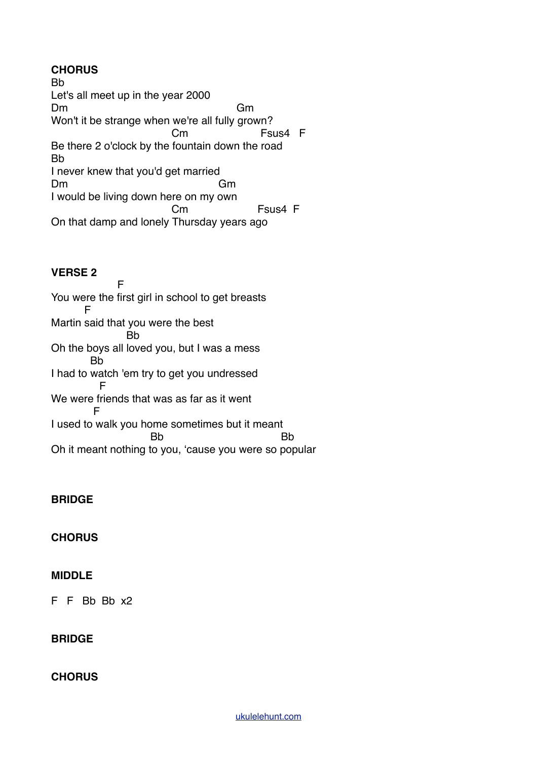**CHORUS**

```
Bb
Let's all meet up in the year 2000
Dm                                   Gm
Won't it be strange when we're all fully grown?
                          Cm                 Fsus4   F
Be there 2 o'clock by the fountain down the road
Bb
I never knew that you'd get married
Dm                                Gm
I would be living down here on my own
                          Cm                Fsus4  F
On that damp and lonely Thursday years ago
```

**VERSE 2**

```
              F
You were the first girl in school to get breasts
       F
Martin said that you were the best
                Bb
Oh the boys all loved you, but I was a mess
        Bb
I had to watch 'em try to get you undressed
           F
We were friends that was as far as it went
         F
I used to walk you home sometimes but it meant
                     Bb                            Bb
Oh it meant nothing to you, 'cause you were so popular
```

**BRIDGE**

**CHORUS**

**MIDDLE**

F   F   Bb  Bb  x2

**BRIDGE**

**CHORUS**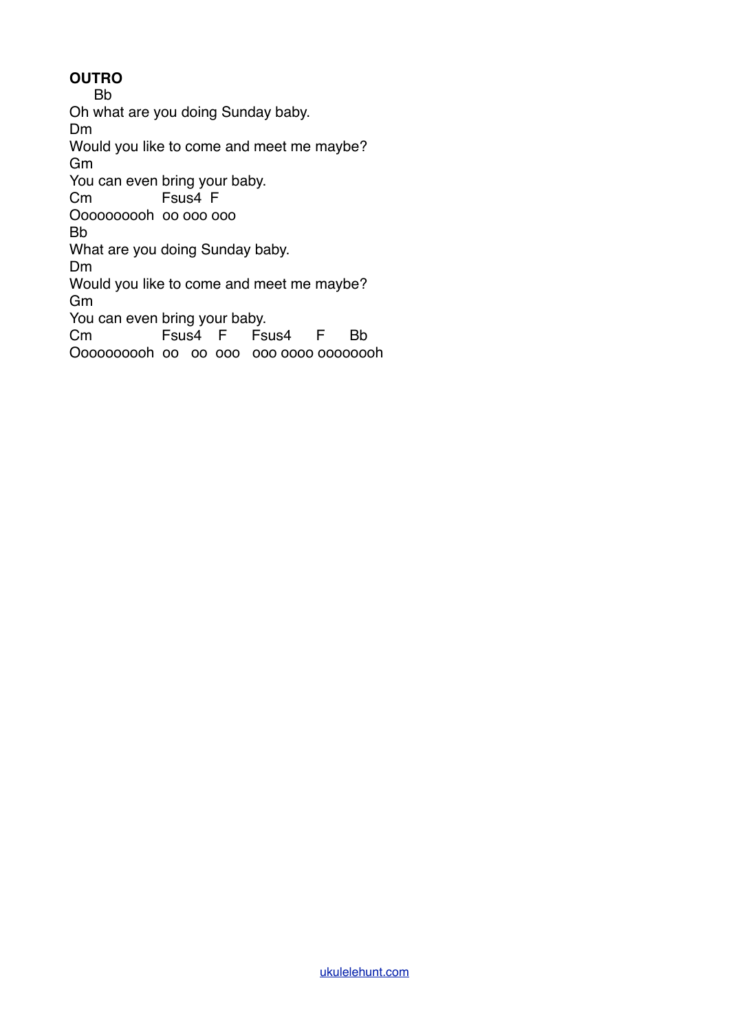**OUTRO**

```
     Bb
Oh what are you doing Sunday baby.
Dm
Would you like to come and meet me maybe?
Gm
You can even bring your baby.
Cm              Fsus4  F
Ooooooooh  oo ooo ooo
Bb
What are you doing Sunday baby.
Dm
Would you like to come and meet me maybe?
Gm
You can even bring your baby.
Cm              Fsus4    F      Fsus4      F      Bb
Ooooooooh  oo   oo  ooo   ooo oooo ooooooh
```

ukulelehunt.com